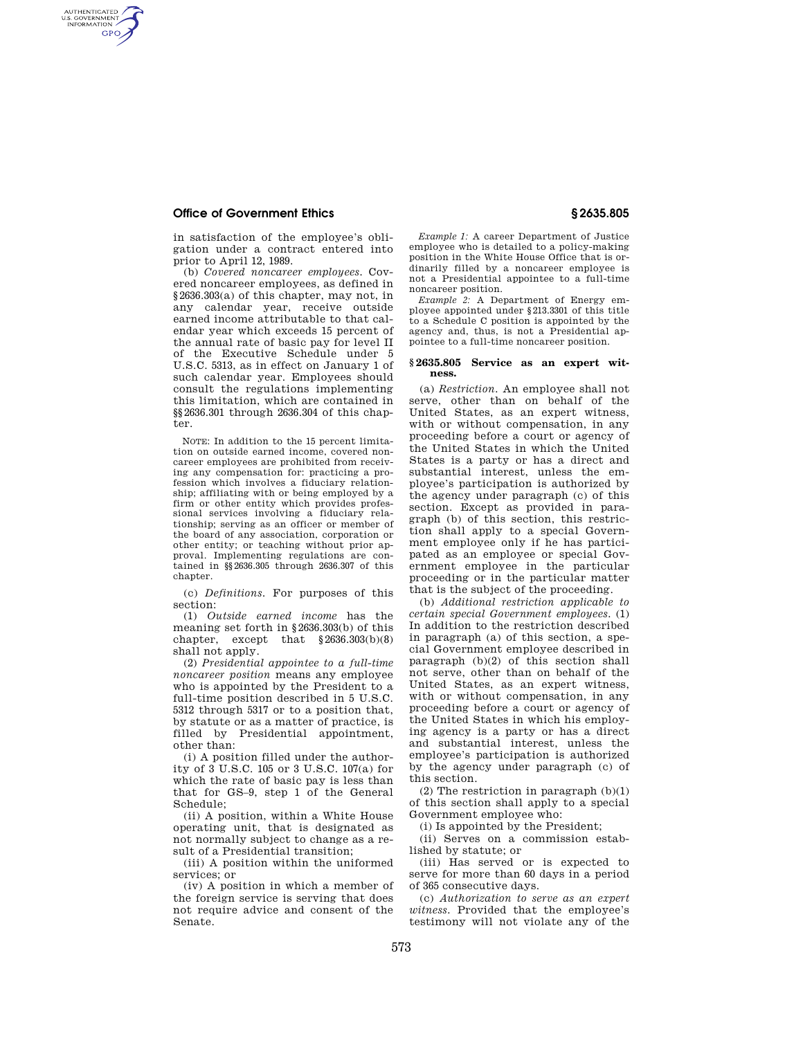in satisfaction of the employee's obligation under a contract entered into prior to April 12, 1989.

(b) *Covered noncareer employees.* Covered noncareer employees, as defined in §2636.303(a) of this chapter, may not, in any calendar year, receive outside earned income attributable to that calendar year which exceeds 15 percent of the annual rate of basic pay for level II of the Executive Schedule under 5 U.S.C. 5313, as in effect on January 1 of such calendar year. Employees should consult the regulations implementing this limitation, which are contained in §§2636.301 through 2636.304 of this chapter.

NOTE: In addition to the 15 percent limitation on outside earned income, covered noncareer employees are prohibited from receiving any compensation for: practicing a profession which involves a fiduciary relationship; affiliating with or being employed by a firm or other entity which provides professional services involving a fiduciary relationship; serving as an officer or member of the board of any association, corporation or other entity; or teaching without prior approval. Implementing regulations are contained in §§2636.305 through 2636.307 of this chapter.

(c) *Definitions.* For purposes of this section:

(1) *Outside earned income* has the meaning set forth in §2636.303(b) of this chapter, except that §2636.303(b)(8) shall not apply.

(2) *Presidential appointee to a full-time noncareer position* means any employee who is appointed by the President to a full-time position described in 5 U.S.C. 5312 through 5317 or to a position that, by statute or as a matter of practice, is filled by Presidential appointment, other than:

(i) A position filled under the authority of 3 U.S.C. 105 or 3 U.S.C. 107(a) for which the rate of basic pay is less than that for GS–9, step 1 of the General Schedule;

(ii) A position, within a White House operating unit, that is designated as not normally subject to change as a result of a Presidential transition;

(iii) A position within the uniformed services; or

(iv) A position in which a member of the foreign service is serving that does not require advice and consent of the Senate.

*Example 1:* A career Department of Justice employee who is detailed to a policy-making position in the White House Office that is ordinarily filled by a noncareer employee is not a Presidential appointee to a full-time noncareer position.

*Example 2:* A Department of Energy employee appointed under §213.3301 of this title to a Schedule C position is appointed by the agency and, thus, is not a Presidential appointee to a full-time noncareer position.

### §2635.805 Service as an expert witness.

(a) *Restriction.* An employee shall not serve, other than on behalf of the United States, as an expert witness, with or without compensation, in any proceeding before a court or agency of the United States in which the United States is a party or has a direct and substantial interest, unless the employee's participation is authorized by the agency under paragraph (c) of this section. Except as provided in paragraph (b) of this section, this restriction shall apply to a special Government employee only if he has participated as an employee or special Government employee in the particular proceeding or in the particular matter that is the subject of the proceeding.

(b) *Additional restriction applicable to certain special Government employees.* (1) In addition to the restriction described in paragraph (a) of this section, a special Government employee described in paragraph (b)(2) of this section shall not serve, other than on behalf of the United States, as an expert witness, with or without compensation, in any proceeding before a court or agency of the United States in which his employing agency is a party or has a direct and substantial interest, unless the employee's participation is authorized by the agency under paragraph (c) of this section.

(2) The restriction in paragraph (b)(1) of this section shall apply to a special Government employee who:

(i) Is appointed by the President;

(ii) Serves on a commission established by statute; or

(iii) Has served or is expected to serve for more than 60 days in a period of 365 consecutive days.

(c) *Authorization to serve as an expert witness.* Provided that the employee's testimony will not violate any of the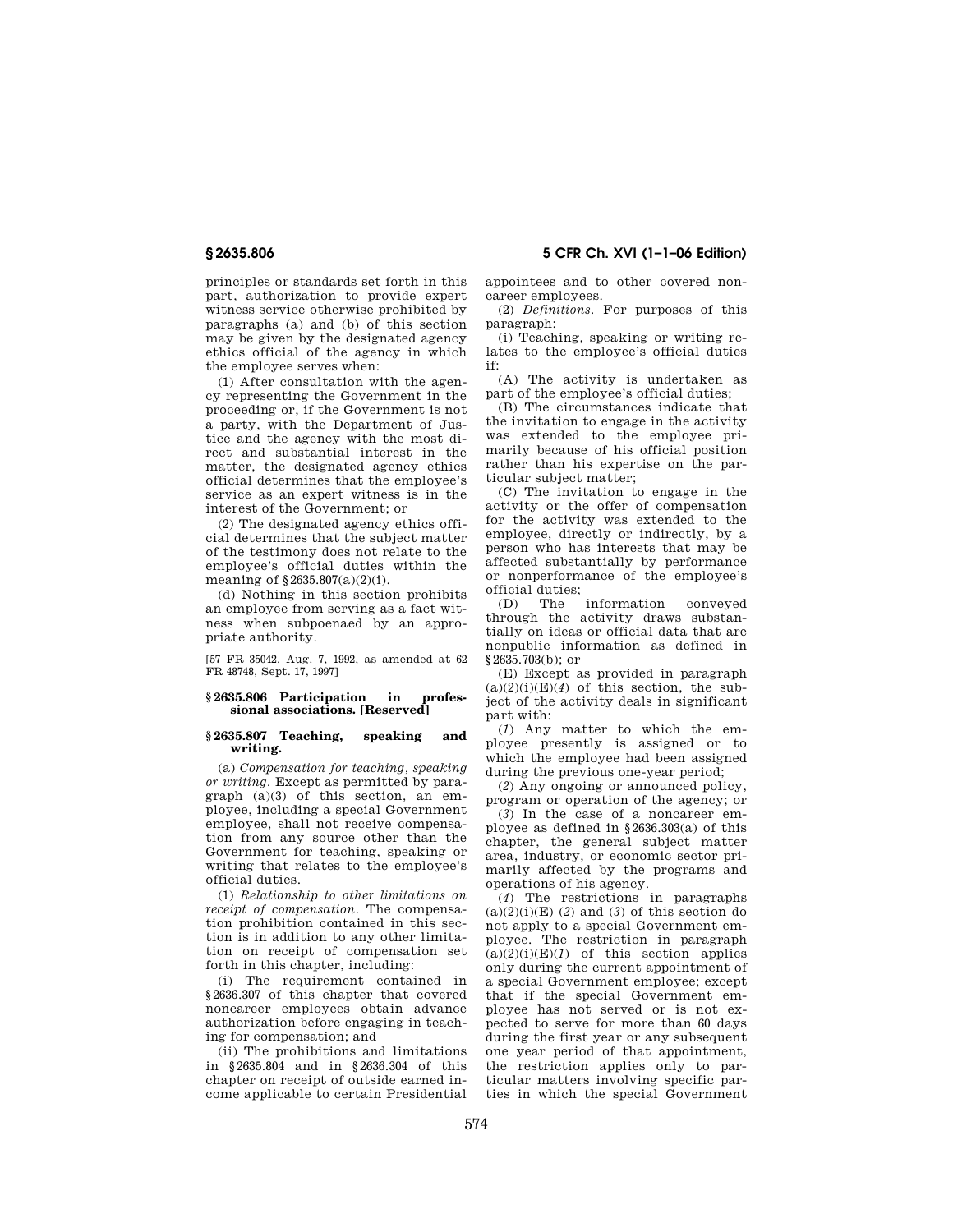principles or standards set forth in this part, authorization to provide expert witness service otherwise prohibited by paragraphs (a) and (b) of this section may be given by the designated agency ethics official of the agency in which the employee serves when:

(1) After consultation with the agency representing the Government in the proceeding or, if the Government is not a party, with the Department of Justice and the agency with the most direct and substantial interest in the matter, the designated agency ethics official determines that the employee's service as an expert witness is in the interest of the Government; or

(2) The designated agency ethics official determines that the subject matter of the testimony does not relate to the employee's official duties within the meaning of §2635.807(a)(2)(i).

(d) Nothing in this section prohibits an employee from serving as a fact witness when subpoenaed by an appropriate authority.

[57 FR 35042, Aug. 7, 1992, as amended at 62 FR 48748, Sept. 17, 1997]

### §2635.806 Participation in professional associations. [Reserved]

### §2635.807 Teaching, speaking and writing.

(a) *Compensation for teaching, speaking or writing.* Except as permitted by paragraph (a)(3) of this section, an employee, including a special Government employee, shall not receive compensation from any source other than the Government for teaching, speaking or writing that relates to the employee's official duties.

(1) *Relationship to other limitations on receipt of compensation.* The compensation prohibition contained in this section is in addition to any other limitation on receipt of compensation set forth in this chapter, including:

(i) The requirement contained in §2636.307 of this chapter that covered noncareer employees obtain advance authorization before engaging in teaching for compensation; and

(ii) The prohibitions and limitations in §2635.804 and in §2636.304 of this chapter on receipt of outside earned income applicable to certain Presidential appointees and to other covered noncareer employees.

(2) *Definitions.* For purposes of this paragraph:

(i) Teaching, speaking or writing relates to the employee's official duties if:

(A) The activity is undertaken as part of the employee's official duties;

(B) The circumstances indicate that the invitation to engage in the activity was extended to the employee primarily because of his official position rather than his expertise on the particular subject matter;

(C) The invitation to engage in the activity or the offer of compensation for the activity was extended to the employee, directly or indirectly, by a person who has interests that may be affected substantially by performance or nonperformance of the employee's official duties;

(D) The information conveyed through the activity draws substantially on ideas or official data that are nonpublic information as defined in §2635.703(b); or

(E) Except as provided in paragraph (a)(2)(i)(E)(*4*) of this section, the subject of the activity deals in significant part with:

(*1*) Any matter to which the employee presently is assigned or to which the employee had been assigned during the previous one-year period;

(*2*) Any ongoing or announced policy, program or operation of the agency; or

(*3*) In the case of a noncareer employee as defined in §2636.303(a) of this chapter, the general subject matter area, industry, or economic sector primarily affected by the programs and operations of his agency.

(*4*) The restrictions in paragraphs (a)(2)(i)(E) (*2*) and (*3*) of this section do not apply to a special Government employee. The restriction in paragraph (a)(2)(i)(E)(*1*) of this section applies only during the current appointment of a special Government employee; except that if the special Government employee has not served or is not expected to serve for more than 60 days during the first year or any subsequent one year period of that appointment, the restriction applies only to particular matters involving specific parties in which the special Government